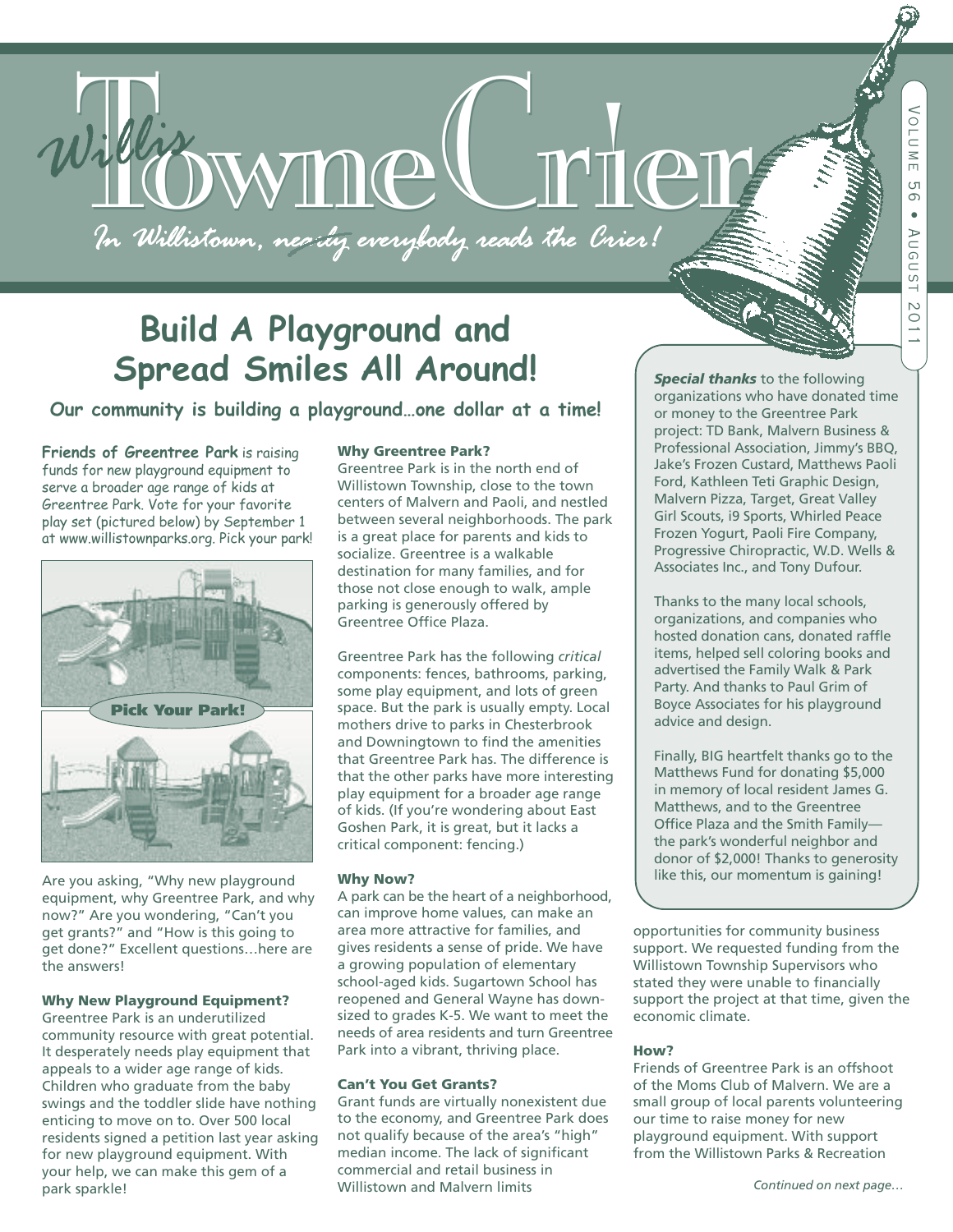# Willis Towne Crier

*In Willistown, nearly everybody reads the Crier!*

Volume 56 • August 2011

## Build A Playground and Spread Smiles All Around!

### Our community is building a playground…one dollar at a time!

**Friends of Greentree Park** is raising funds for new playground equipment to serve a broader age range of kids at Greentree Park. Vote for your favorite play set (pictured below) by September 1 at www.willistownparks.org. Pick your park!

**Pick Your Park!**

Are you asking, "Why new playground equipment, why Greentree Park, and why now?" Are you wondering, "Can't you get grants?" and "How is this going to get done?" Excellent questions…here are the answers!

#### Why New Playground Equipment?

Greentree Park is an underutilized community resource with great potential. It desperately needs play equipment that appeals to a wider age range of kids. Children who graduate from the baby swings and the toddler slide have nothing enticing to move on to. Over 500 local residents signed a petition last year asking for new playground equipment. With your help, we can make this gem of a park sparkle!

#### Why Greentree Park?

Greentree Park is in the north end of Willistown Township, close to the town centers of Malvern and Paoli, and nestled between several neighborhoods. The park is a great place for parents and kids to socialize. Greentree is a walkable destination for many families, and for those not close enough to walk, ample parking is generously offered by Greentree Office Plaza.

Greentree Park has the following *critical* components: fences, bathrooms, parking, some play equipment, and lots of green space. But the park is usually empty. Local mothers drive to parks in Chesterbrook and Downingtown to find the amenities that Greentree Park has. The difference is that the other parks have more interesting play equipment for a broader age range of kids. (If you're wondering about East Goshen Park, it is great, but it lacks a critical component: fencing.)

#### Why Now?

A park can be the heart of a neighborhood, can improve home values, can make an area more attractive for families, and gives residents a sense of pride. We have a growing population of elementary school-aged kids. Sugartown School has reopened and General Wayne has downsized to grades K-5. We want to meet the needs of area residents and turn Greentree Park into a vibrant, thriving place.

#### Can't You Get Grants?

Grant funds are virtually nonexistent due to the economy, and Greentree Park does not qualify because of the area's "high" median income. The lack of significant commercial and retail business in Willistown and Malvern limits opportunities for community business support. We requested funding from the Willistown Township Supervisors who stated they were unable to financially support the project at that time, given the economic climate.

#### How?

Friends of Greentree Park is an offshoot of the Moms Club of Malvern. We are a small group of local parents volunteering our time to raise money for new playground equipment. With support from the Willistown Parks & Recreation

*Continued on next page…*

---

***Special thanks*** to the following organizations who have donated time or money to the Greentree Park project: TD Bank, Malvern Business & Professional Association, Jimmy's BBQ, Jake's Frozen Custard, Matthews Paoli Ford, Kathleen Teti Graphic Design, Malvern Pizza, Target, Great Valley Girl Scouts, i9 Sports, Whirled Peace Frozen Yogurt, Progressive Chiropractic, W.D. Wells & Associates Inc., and Tony Dufour.

Thanks to the many local schools, organizations, and companies who hosted donation cans, donated raffle items, helped sell coloring books and advertised the Family Walk & Park Party. And thanks to Paul Grim of Boyce Associates for his playground advice and design.

Finally, BIG heartfelt thanks go to the Matthews Fund for donating $5,000 in memory of local resident James G. Matthews, and to the Greentree Office Plaza and the Smith Family—the park's wonderful neighbor and donor of $2,000! Thanks to generosity like this, our momentum is gaining!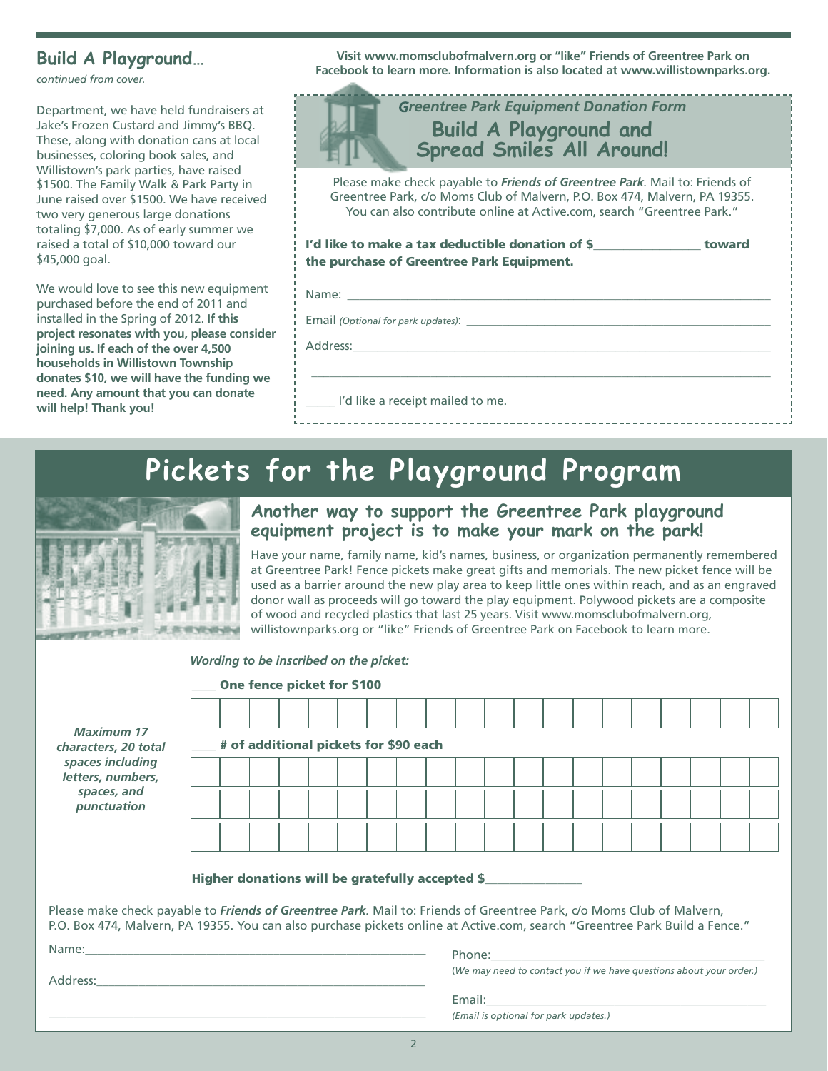## Build A Playground...

*continued from cover.*

Department, we have held fundraisers at Jake's Frozen Custard and Jimmy's BBQ. These, along with donation cans at local businesses, coloring book sales, and Willistown's park parties, have raised $1500. The Family Walk & Park Party in June raised over $1500. We have received two very generous large donations totaling $7,000. As of early summer we raised a total of $10,000 toward our $45,000 goal.

We would love to see this new equipment purchased before the end of 2011 and installed in the Spring of 2012. **If this project resonates with you, please consider joining us. If each of the over 4,500 households in Willistown Township donates $10, we will have the funding we need. Any amount that you can donate will help! Thank you!**

**Visit www.momsclubofmalvern.org or "like" Friends of Greentree Park on Facebook to learn more. Information is also located at www.willistownparks.org.**

*Greentree Park Equipment Donation Form*

### Build A Playground and Spread Smiles All Around!

Please make check payable to ***Friends of Greentree Park***. Mail to: Friends of Greentree Park, c/o Moms Club of Malvern, P.O. Box 474, Malvern, PA 19355. You can also contribute online at Active.com, search "Greentree Park."

**I'd like to make a tax deductible donation of $________________ toward the purchase of Greentree Park Equipment.**

Name: ______________________________

Email *(Optional for park updates)*: ______________________________

Address: ______________________________

______________________________

_____ I'd like a receipt mailed to me.

# Pickets for the Playground Program

### Another way to support the Greentree Park playground equipment project is to make your mark on the park!

Have your name, family name, kid's names, business, or organization permanently remembered at Greentree Park! Fence pickets make great gifts and memorials. The new picket fence will be used as a barrier around the new play area to keep little ones within reach, and as an engraved donor wall as proceeds will go toward the play equipment. Polywood pickets are a composite of wood and recycled plastics that last 25 years. Visit www.momsclubofmalvern.org, willistownparks.org or "like" Friends of Greentree Park on Facebook to learn more.

***Wording to be inscribed on the picket:***

*Maximum 17 characters, 20 total spaces including letters, numbers, spaces, and punctuation*

____ **One fence picket for $100**

| | | | | | | | | | | | | | | | | | | | |
|---|---|---|---|---|---|---|---|---|---|---|---|---|---|---|---|---|---|---|---|
| | | | | | | | | | | | | | | | | | | | |

____ **# of additional pickets for $90 each**

| | | | | | | | | | | | | | | | | | | | |
|---|---|---|---|---|---|---|---|---|---|---|---|---|---|---|---|---|---|---|---|
| | | | | | | | | | | | | | | | | | | | |
| | | | | | | | | | | | | | | | | | | | |
| | | | | | | | | | | | | | | | | | | | |

**Higher donations will be gratefully accepted $_______________**

Please make check payable to ***Friends of Greentree Park***. Mail to: Friends of Greentree Park, c/o Moms Club of Malvern, P.O. Box 474, Malvern, PA 19355. You can also purchase pickets online at Active.com, search "Greentree Park Build a Fence."

Name: ______________________________

Address: ______________________________

______________________________

Phone: ______________________________

(*We may need to contact you if we have questions about your order.*)

Email: ______________________________

*(Email is optional for park updates.)*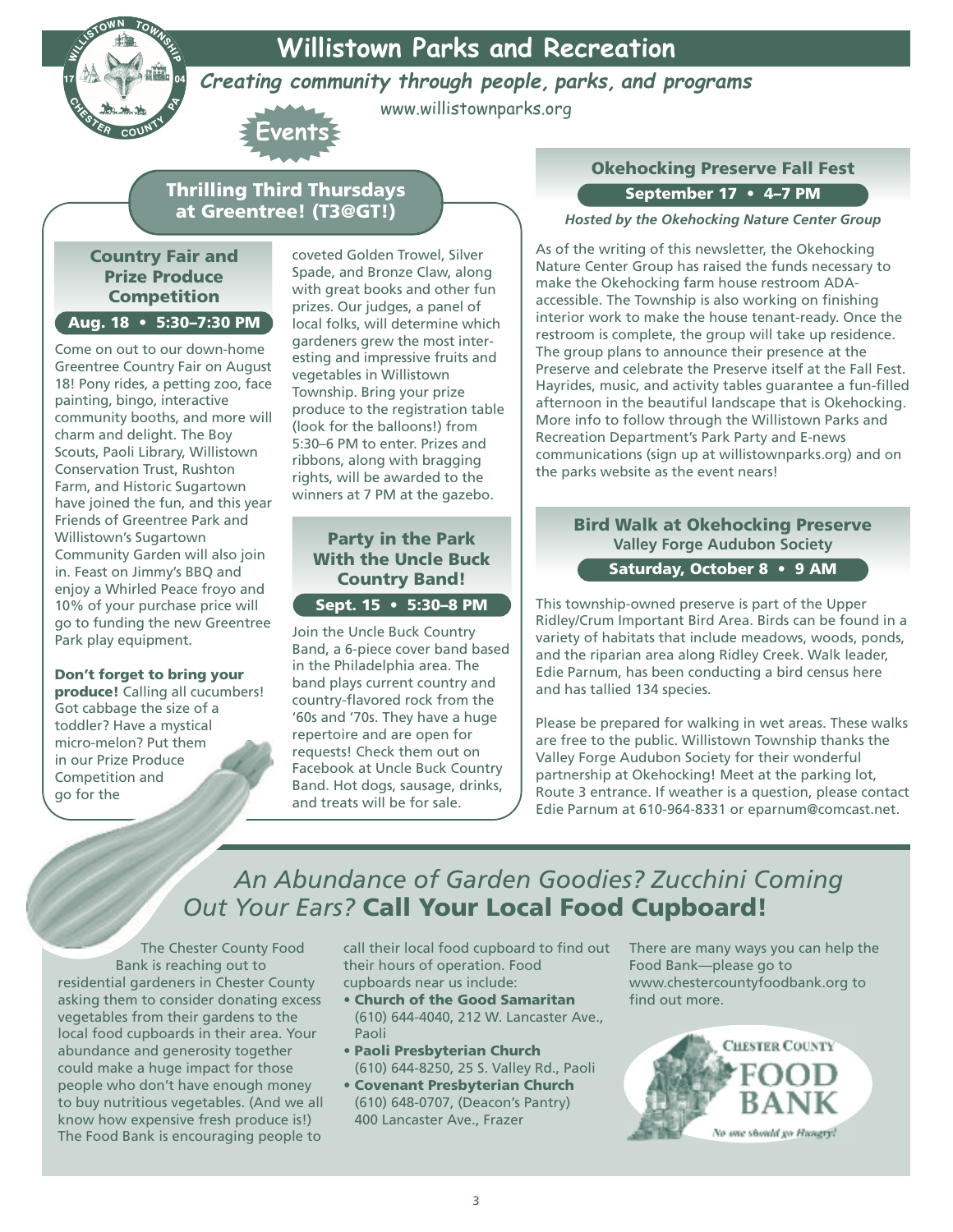# Willistown Parks and Recreation

*Creating community through people, parks, and programs*

www.willistownparks.org

## Events

## Thrilling Third Thursdays at Greentree! (T3@GT!)

### Country Fair and Prize Produce Competition

**Aug. 18 • 5:30–7:30 PM**

Come on out to our down-home Greentree Country Fair on August 18! Pony rides, a petting zoo, face painting, bingo, interactive community booths, and more will charm and delight. The Boy Scouts, Paoli Library, Willistown Conservation Trust, Rushton Farm, and Historic Sugartown have joined the fun, and this year Friends of Greentree Park and Willistown's Sugartown Community Garden will also join in. Feast on Jimmy's BBQ and enjoy a Whirled Peace froyo and 10% of your purchase price will go to funding the new Greentree Park play equipment.

**Don't forget to bring your produce!** Calling all cucumbers! Got cabbage the size of a toddler? Have a mystical micro-melon? Put them in our Prize Produce Competition and go for the coveted Golden Trowel, Silver Spade, and Bronze Claw, along with great books and other fun prizes. Our judges, a panel of local folks, will determine which gardeners grew the most interesting and impressive fruits and vegetables in Willistown Township. Bring your prize produce to the registration table (look for the balloons!) from 5:30–6 PM to enter. Prizes and ribbons, along with bragging rights, will be awarded to the winners at 7 PM at the gazebo.

### Party in the Park With the Uncle Buck Country Band!

**Sept. 15 • 5:30–8 PM**

Join the Uncle Buck Country Band, a 6-piece cover band based in the Philadelphia area. The band plays current country and country-flavored rock from the '60s and '70s. They have a huge repertoire and are open for requests! Check them out on Facebook at Uncle Buck Country Band. Hot dogs, sausage, drinks, and treats will be for sale.

## Okehocking Preserve Fall Fest

**September 17 • 4–7 PM**

*Hosted by the Okehocking Nature Center Group*

As of the writing of this newsletter, the Okehocking Nature Center Group has raised the funds necessary to make the Okehocking farm house restroom ADA-accessible. The Township is also working on finishing interior work to make the house tenant-ready. Once the restroom is complete, the group will take up residence. The group plans to announce their presence at the Preserve and celebrate the Preserve itself at the Fall Fest. Hayrides, music, and activity tables guarantee a fun-filled afternoon in the beautiful landscape that is Okehocking. More info to follow through the Willistown Parks and Recreation Department's Park Party and E-news communications (sign up at willistownparks.org) and on the parks website as the event nears!

## Bird Walk at Okehocking Preserve

**Valley Forge Audubon Society**

**Saturday, October 8 • 9 AM**

This township-owned preserve is part of the Upper Ridley/Crum Important Bird Area. Birds can be found in a variety of habitats that include meadows, woods, ponds, and the riparian area along Ridley Creek. Walk leader, Edie Parnum, has been conducting a bird census here and has tallied 134 species.

Please be prepared for walking in wet areas. These walks are free to the public. Willistown Township thanks the Valley Forge Audubon Society for their wonderful partnership at Okehocking! Meet at the parking lot, Route 3 entrance. If weather is a question, please contact Edie Parnum at 610-964-8331 or eparnum@comcast.net.

## *An Abundance of Garden Goodies? Zucchini Coming Out Your Ears?* Call Your Local Food Cupboard!

The Chester County Food Bank is reaching out to residential gardeners in Chester County asking them to consider donating excess vegetables from their gardens to the local food cupboards in their area. Your abundance and generosity together could make a huge impact for those people who don't have enough money to buy nutritious vegetables. (And we all know how expensive fresh produce is!) The Food Bank is encouraging people to call their local food cupboard to find out their hours of operation. Food cupboards near us include:

- **Church of the Good Samaritan** (610) 644-4040, 212 W. Lancaster Ave., Paoli
- **Paoli Presbyterian Church** (610) 644-8250, 25 S. Valley Rd., Paoli
- **Covenant Presbyterian Church** (610) 648-0707, (Deacon's Pantry) 400 Lancaster Ave., Frazer

There are many ways you can help the Food Bank—please go to www.chestercountyfoodbank.org to find out more.

Chester County Food Bank — *No one should go Hungry!*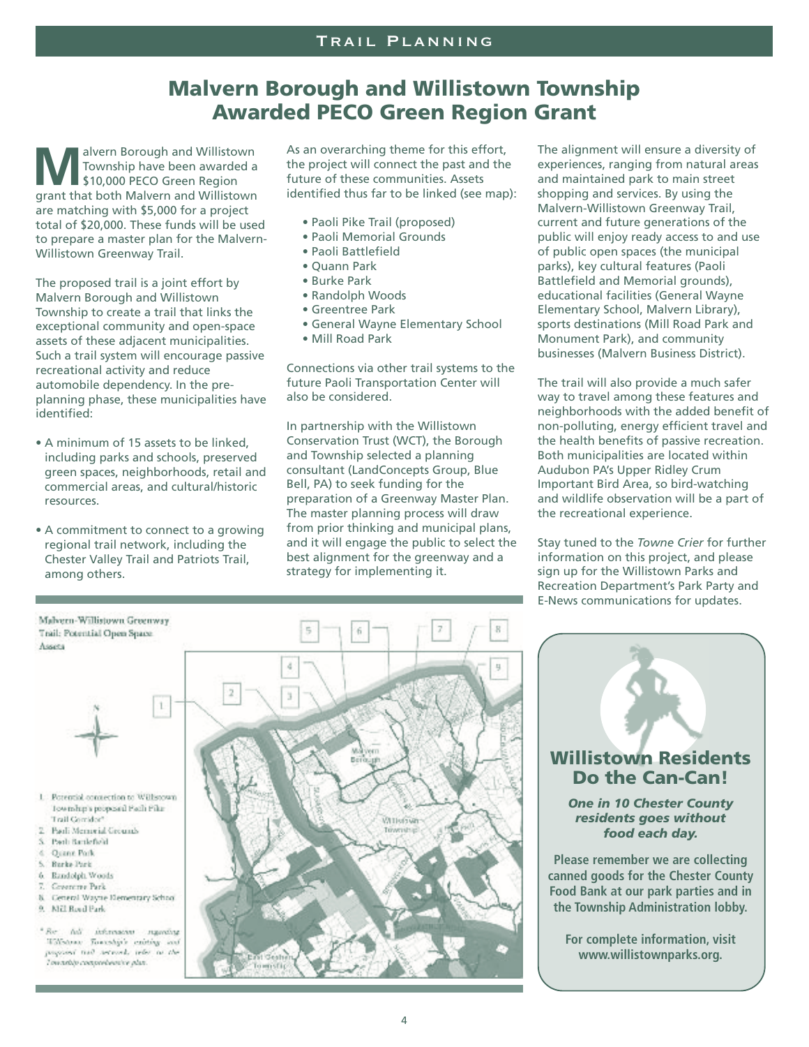# Malvern Borough and Willistown Township Awarded PECO Green Region Grant

Malvern Borough and Willistown Township have been awarded a $10,000 PECO Green Region grant that both Malvern and Willistown are matching with $5,000 for a project total of $20,000. These funds will be used to prepare a master plan for the Malvern-Willistown Greenway Trail.

The proposed trail is a joint effort by Malvern Borough and Willistown Township to create a trail that links the exceptional community and open-space assets of these adjacent municipalities. Such a trail system will encourage passive recreational activity and reduce automobile dependency. In the pre-planning phase, these municipalities have identified:

- A minimum of 15 assets to be linked, including parks and schools, preserved green spaces, neighborhoods, retail and commercial areas, and cultural/historic resources.
- A commitment to connect to a growing regional trail network, including the Chester Valley Trail and Patriots Trail, among others.

As an overarching theme for this effort, the project will connect the past and the future of these communities. Assets identified thus far to be linked (see map):

- Paoli Pike Trail (proposed)
- Paoli Memorial Grounds
- Paoli Battlefield
- Quann Park
- Burke Park
- Randolph Woods
- Greentree Park
- General Wayne Elementary School
- Mill Road Park

Connections via other trail systems to the future Paoli Transportation Center will also be considered.

In partnership with the Willistown Conservation Trust (WCT), the Borough and Township selected a planning consultant (LandConcepts Group, Blue Bell, PA) to seek funding for the preparation of a Greenway Master Plan. The master planning process will draw from prior thinking and municipal plans, and it will engage the public to select the best alignment for the greenway and a strategy for implementing it.

The alignment will ensure a diversity of experiences, ranging from natural areas and maintained park to main street shopping and services. By using the Malvern-Willistown Greenway Trail, current and future generations of the public will enjoy ready access to and use of public open spaces (the municipal parks), key cultural features (Paoli Battlefield and Memorial grounds), educational facilities (General Wayne Elementary School, Malvern Library), sports destinations (Mill Road Park and Monument Park), and community businesses (Malvern Business District).

The trail will also provide a much safer way to travel among these features and neighborhoods with the added benefit of non-polluting, energy efficient travel and the health benefits of passive recreation. Both municipalities are located within Audubon PA's Upper Ridley Crum Important Bird Area, so bird-watching and wildlife observation will be a part of the recreational experience.

Stay tuned to the *Towne Crier* for further information on this project, and please sign up for the Willistown Parks and Recreation Department's Park Party and E-News communications for updates.

**Malvern-Willistown Greenway Trail: Potential Open Space Assets**

1. Potential connection to Willistown Township's proposed Paoli Pike Trail Corridor*
2. Paoli Memorial Grounds
3. Paoli Battlefield
4. Quann Park
5. Burke Park
6. Randolph Woods
7. Greentree Park
8. General Wayne Elementary School
9. Mill Road Park

*For full information regarding Willistown Township's existing and proposed trail network, refer to the Township comprehensive plan.

## Willistown Residents Do the Can-Can!

***One in 10 Chester County residents goes without food each day.***

**Please remember we are collecting canned goods for the Chester County Food Bank at our park parties and in the Township Administration lobby.**

**For complete information, visit www.willistownparks.org.**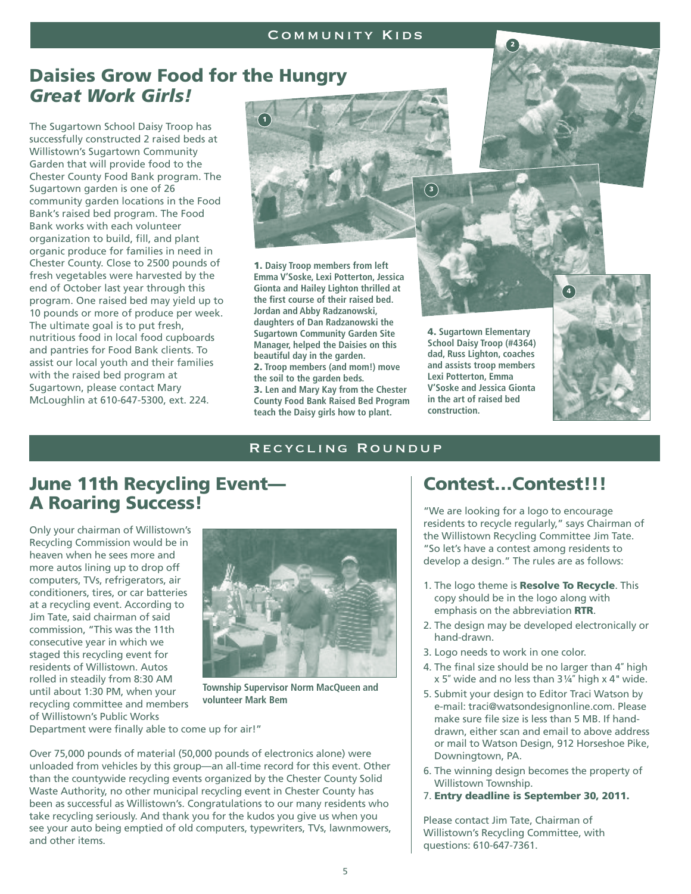COMMUNITY KIDS

# Daisies Grow Food for the Hungry
## *Great Work Girls!*

The Sugartown School Daisy Troop has successfully constructed 2 raised beds at Willistown's Sugartown Community Garden that will provide food to the Chester County Food Bank program. The Sugartown garden is one of 26 community garden locations in the Food Bank's raised bed program. The Food Bank works with each volunteer organization to build, fill, and plant organic produce for families in need in Chester County. Close to 2500 pounds of fresh vegetables were harvested by the end of October last year through this program. One raised bed may yield up to 10 pounds or more of produce per week. The ultimate goal is to put fresh, nutritious food in local food cupboards and pantries for Food Bank clients. To assist our local youth and their families with the raised bed program at Sugartown, please contact Mary McLoughlin at 610-647-5300, ext. 224.

**1. Daisy Troop members from left Emma V'Soske, Lexi Potterton, Jessica Gionta and Hailey Lighton thrilled at the first course of their raised bed. Jordan and Abby Radzanowski, daughters of Dan Radzanowski the Sugartown Community Garden Site Manager, helped the Daisies on this beautiful day in the garden.**
**2. Troop members (and mom!) move the soil to the garden beds.**
**3. Len and Mary Kay from the Chester County Food Bank Raised Bed Program teach the Daisy girls how to plant.**

**4. Sugartown Elementary School Daisy Troop (#4364) dad, Russ Lighton, coaches and assists troop members Lexi Potterton, Emma V'Soske and Jessica Gionta in the art of raised bed construction.**

RECYCLING ROUNDUP

# June 11th Recycling Event—A Roaring Success!

Only your chairman of Willistown's Recycling Commission would be in heaven when he sees more and more autos lining up to drop off computers, TVs, refrigerators, air conditioners, tires, or car batteries at a recycling event. According to Jim Tate, said chairman of said commission, "This was the 11th consecutive year in which we staged this recycling event for residents of Willistown. Autos rolled in steadily from 8:30 AM until about 1:30 PM, when your recycling committee and members of Willistown's Public Works Department were finally able to come up for air!"

**Township Supervisor Norm MacQueen and volunteer Mark Bem**

Over 75,000 pounds of material (50,000 pounds of electronics alone) were unloaded from vehicles by this group—an all-time record for this event. Other than the countywide recycling events organized by the Chester County Solid Waste Authority, no other municipal recycling event in Chester County has been as successful as Willistown's. Congratulations to our many residents who take recycling seriously. And thank you for the kudos you give us when you see your auto being emptied of old computers, typewriters, TVs, lawnmowers, and other items.

# Contest…Contest!!!

"We are looking for a logo to encourage residents to recycle regularly," says Chairman of the Willistown Recycling Committee Jim Tate. "So let's have a contest among residents to develop a design." The rules are as follows:

1. The logo theme is **Resolve To Recycle**. This copy should be in the logo along with emphasis on the abbreviation **RTR**.
2. The design may be developed electronically or hand-drawn.
3. Logo needs to work in one color.
4. The final size should be no larger than 4" high x 5" wide and no less than 3¼" high x 4" wide.
5. Submit your design to Editor Traci Watson by e-mail: traci@watsondesignonline.com. Please make sure file size is less than 5 MB. If hand-drawn, either scan and email to above address or mail to Watson Design, 912 Horseshoe Pike, Downingtown, PA.
6. The winning design becomes the property of Willistown Township.
7. **Entry deadline is September 30, 2011.**

Please contact Jim Tate, Chairman of Willistown's Recycling Committee, with questions: 610-647-7361.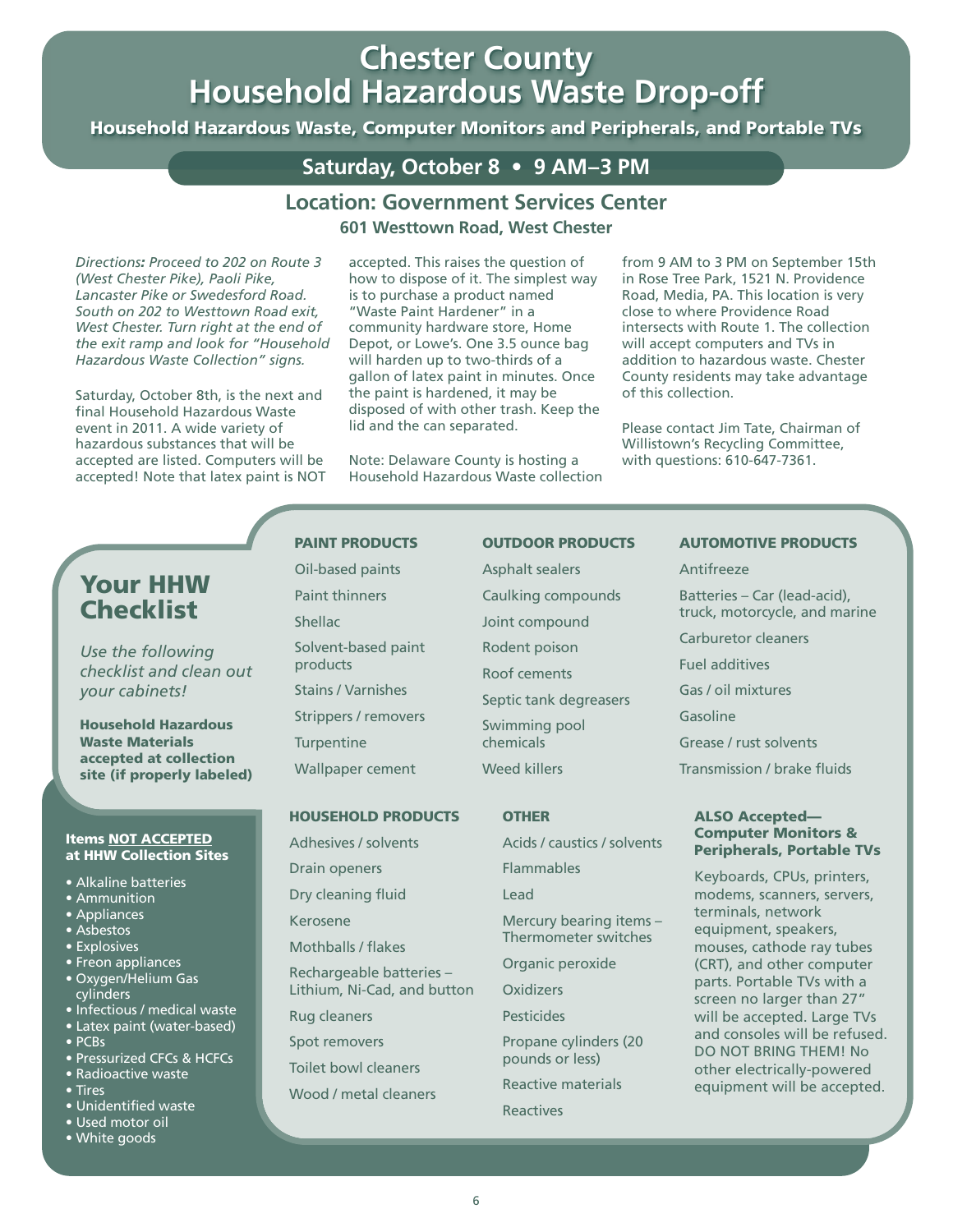# Chester County Household Hazardous Waste Drop-off

**Household Hazardous Waste, Computer Monitors and Peripherals, and Portable TVs**

## Saturday, October 8 • 9 AM–3 PM

## Location: Government Services Center

**601 Westtown Road, West Chester**

*Directions: Proceed to 202 on Route 3 (West Chester Pike), Paoli Pike, Lancaster Pike or Swedesford Road. South on 202 to Westtown Road exit, West Chester. Turn right at the end of the exit ramp and look for "Household Hazardous Waste Collection" signs.*

Saturday, October 8th, is the next and final Household Hazardous Waste event in 2011. A wide variety of hazardous substances that will be accepted are listed. Computers will be accepted! Note that latex paint is NOT accepted. This raises the question of how to dispose of it. The simplest way is to purchase a product named "Waste Paint Hardener" in a community hardware store, Home Depot, or Lowe's. One 3.5 ounce bag will harden up to two-thirds of a gallon of latex paint in minutes. Once the paint is hardened, it may be disposed of with other trash. Keep the lid and the can separated.

Note: Delaware County is hosting a Household Hazardous Waste collection from 9 AM to 3 PM on September 15th in Rose Tree Park, 1521 N. Providence Road, Media, PA. This location is very close to where Providence Road intersects with Route 1. The collection will accept computers and TVs in addition to hazardous waste. Chester County residents may take advantage of this collection.

Please contact Jim Tate, Chairman of Willistown's Recycling Committee, with questions: 610-647-7361.

## Your HHW Checklist

*Use the following checklist and clean out your cabinets!*

**Household Hazardous Waste Materials accepted at collection site (if properly labeled)**

### PAINT PRODUCTS

- Oil-based paints
- Paint thinners
- Shellac
- Solvent-based paint products
- Stains / Varnishes
- Strippers / removers
- Turpentine
- Wallpaper cement

### OUTDOOR PRODUCTS

- Asphalt sealers
- Caulking compounds
- Joint compound
- Rodent poison
- Roof cements
- Septic tank degreasers
- Swimming pool chemicals
- Weed killers

### AUTOMOTIVE PRODUCTS

- Antifreeze
- Batteries – Car (lead-acid), truck, motorcycle, and marine
- Carburetor cleaners
- Fuel additives
- Gas / oil mixtures
- Gasoline
- Grease / rust solvents
- Transmission / brake fluids

### HOUSEHOLD PRODUCTS

- Adhesives / solvents
- Drain openers
- Dry cleaning fluid
- Kerosene
- Mothballs / flakes
- Rechargeable batteries – Lithium, Ni-Cad, and button
- Rug cleaners
- Spot removers
- Toilet bowl cleaners
- Wood / metal cleaners

### OTHER

- Acids / caustics / solvents
- Flammables
- Lead
- Mercury bearing items – Thermometer switches
- Organic peroxide
- Oxidizers
- Pesticides
- Propane cylinders (20 pounds or less)
- Reactive materials
- Reactives

### ALSO Accepted— Computer Monitors & Peripherals, Portable TVs

Keyboards, CPUs, printers, modems, scanners, servers, terminals, network equipment, speakers, mouses, cathode ray tubes (CRT), and other computer parts. Portable TVs with a screen no larger than 27" will be accepted. Large TVs and consoles will be refused. DO NOT BRING THEM! No other electrically-powered equipment will be accepted.

### Items NOT ACCEPTED at HHW Collection Sites

- Alkaline batteries
- Ammunition
- Appliances
- Asbestos
- Explosives
- Freon appliances
- Oxygen/Helium Gas cylinders
- Infectious / medical waste
- Latex paint (water-based)
- PCBs
- Pressurized CFCs & HCFCs
- Radioactive waste
- Tires
- Unidentified waste
- Used motor oil
- White goods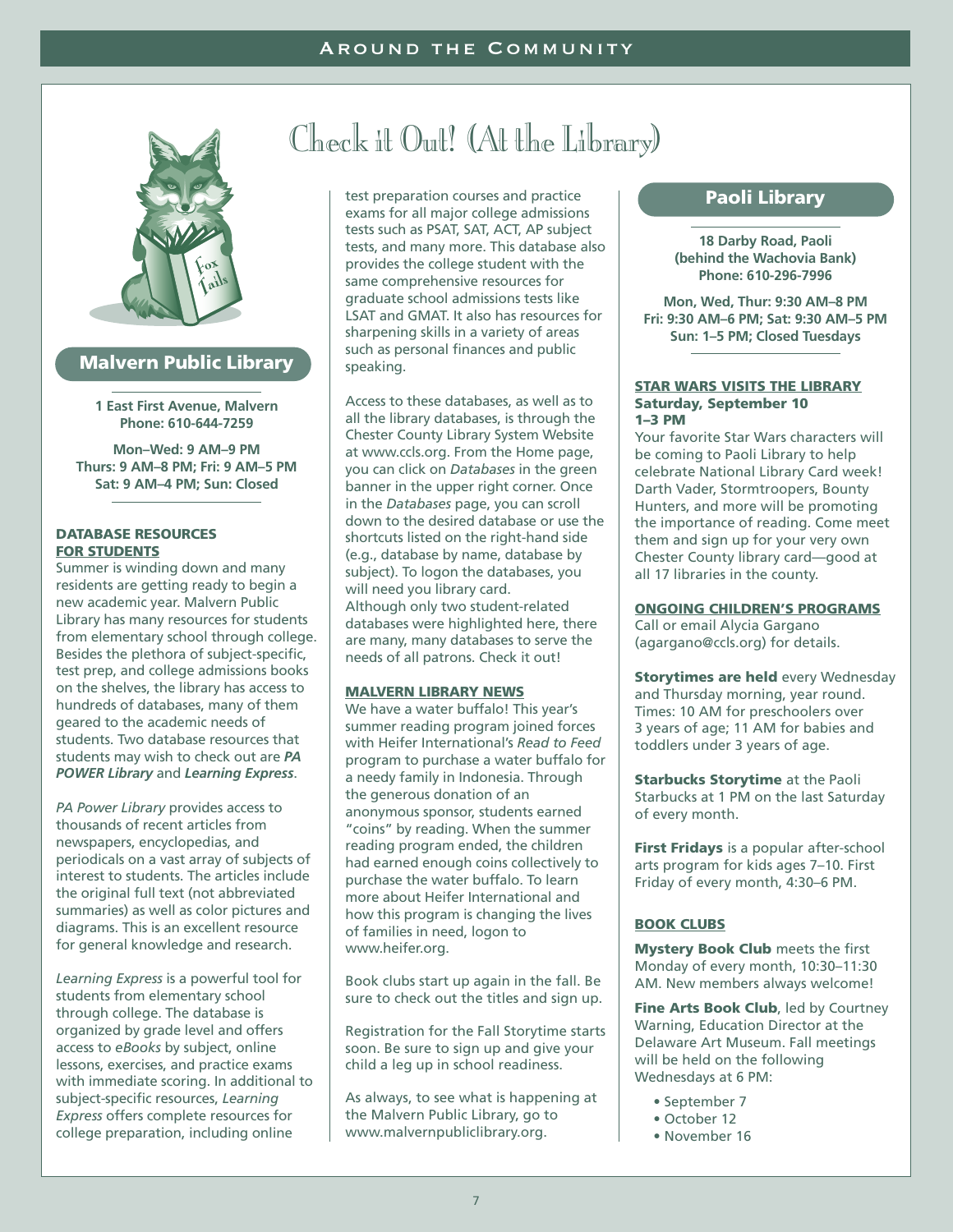# Check it Out! (At the Library)

## Malvern Public Library

**1 East First Avenue, Malvern**
**Phone: 610-644-7259**

**Mon–Wed: 9 AM–9 PM**
**Thurs: 9 AM–8 PM; Fri: 9 AM–5 PM**
**Sat: 9 AM–4 PM; Sun: Closed**

### DATABASE RESOURCES FOR STUDENTS

Summer is winding down and many residents are getting ready to begin a new academic year. Malvern Public Library has many resources for students from elementary school through college. Besides the plethora of subject-specific, test prep, and college admissions books on the shelves, the library has access to hundreds of databases, many of them geared to the academic needs of students. Two database resources that students may wish to check out are ***PA POWER Library*** and ***Learning Express***.

*PA Power Library* provides access to thousands of recent articles from newspapers, encyclopedias, and periodicals on a vast array of subjects of interest to students. The articles include the original full text (not abbreviated summaries) as well as color pictures and diagrams. This is an excellent resource for general knowledge and research.

*Learning Express* is a powerful tool for students from elementary school through college. The database is organized by grade level and offers access to *eBooks* by subject, online lessons, exercises, and practice exams with immediate scoring. In additional to subject-specific resources, *Learning Express* offers complete resources for college preparation, including online test preparation courses and practice exams for all major college admissions tests such as PSAT, SAT, ACT, AP subject tests, and many more. This database also provides the college student with the same comprehensive resources for graduate school admissions tests like LSAT and GMAT. It also has resources for sharpening skills in a variety of areas such as personal finances and public speaking.

Access to these databases, as well as to all the library databases, is through the Chester County Library System Website at www.ccls.org. From the Home page, you can click on *Databases* in the green banner in the upper right corner. Once in the *Databases* page, you can scroll down to the desired database or use the shortcuts listed on the right-hand side (e.g., database by name, database by subject). To logon the databases, you will need you library card.
Although only two student-related databases were highlighted here, there are many, many databases to serve the needs of all patrons. Check it out!

### MALVERN LIBRARY NEWS

We have a water buffalo! This year's summer reading program joined forces with Heifer International's *Read to Feed* program to purchase a water buffalo for a needy family in Indonesia. Through the generous donation of an anonymous sponsor, students earned "coins" by reading. When the summer reading program ended, the children had earned enough coins collectively to purchase the water buffalo. To learn more about Heifer International and how this program is changing the lives of families in need, logon to www.heifer.org.

Book clubs start up again in the fall. Be sure to check out the titles and sign up.

Registration for the Fall Storytime starts soon. Be sure to sign up and give your child a leg up in school readiness.

As always, to see what is happening at the Malvern Public Library, go to www.malvernpubliclibrary.org.

## Paoli Library

**18 Darby Road, Paoli**
**(behind the Wachovia Bank)**
**Phone: 610-296-7996**

**Mon, Wed, Thur: 9:30 AM–8 PM**
**Fri: 9:30 AM–6 PM; Sat: 9:30 AM–5 PM**
**Sun: 1–5 PM; Closed Tuesdays**

### STAR WARS VISITS THE LIBRARY
**Saturday, September 10**
**1–3 PM**

Your favorite Star Wars characters will be coming to Paoli Library to help celebrate National Library Card week! Darth Vader, Stormtroopers, Bounty Hunters, and more will be promoting the importance of reading. Come meet them and sign up for your very own Chester County library card—good at all 17 libraries in the county.

### ONGOING CHILDREN'S PROGRAMS

Call or email Alycia Gargano (agargano@ccls.org) for details.

**Storytimes are held** every Wednesday and Thursday morning, year round. Times: 10 AM for preschoolers over 3 years of age; 11 AM for babies and toddlers under 3 years of age.

**Starbucks Storytime** at the Paoli Starbucks at 1 PM on the last Saturday of every month.

**First Fridays** is a popular after-school arts program for kids ages 7–10. First Friday of every month, 4:30–6 PM.

### BOOK CLUBS

**Mystery Book Club** meets the first Monday of every month, 10:30–11:30 AM. New members always welcome!

**Fine Arts Book Club**, led by Courtney Warning, Education Director at the Delaware Art Museum. Fall meetings will be held on the following Wednesdays at 6 PM:

- September 7
- October 12
- November 16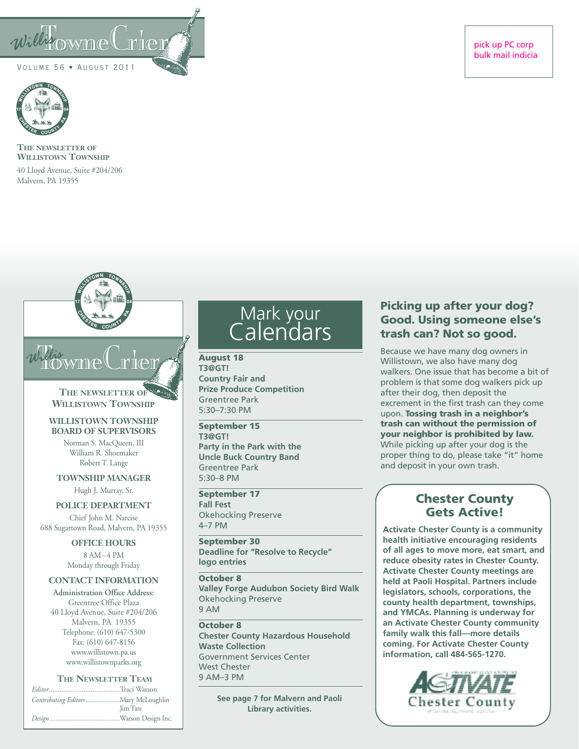# Willis Towne Crier

VOLUME 56 • AUGUST 2011

**THE NEWSLETTER OF WILLISTOWN TOWNSHIP**

40 Lloyd Avenue, Suite #204/206
Malvern, PA 19355

pick up PC corp bulk mail indicia

## Willis Towne Crier

**THE NEWSLETTER OF WILLISTOWN TOWNSHIP**

**WILLISTOWN TOWNSHIP BOARD OF SUPERVISORS**

Norman S. MacQueen, III
William R. Shoemaker
Robert T. Lange

**TOWNSHIP MANAGER**

Hugh J. Murray, Sr.

**POLICE DEPARTMENT**

Chief John M. Narcise
688 Sugartown Road, Malvern, PA 19355

**OFFICE HOURS**

8 AM–4 PM
Monday through Friday

**CONTACT INFORMATION**

**Administration Office Address:**
Greentree Office Plaza
40 Lloyd Avenue, Suite #204/206
Malvern, PA 19355
Telephone: (610) 647-5300
Fax: (610) 647-8156
www.willistown.pa.us
www.willistownparks.org

**THE NEWSLETTER TEAM**

*Editor*........................................Traci Watson
*Contributing Editors*....................Mary McLoughlin
Jim Tate
*Design*.........................................Watson Design Inc.

## Mark your Calendars

**August 18**
**T3@GT!**
**Country Fair and Prize Produce Competition**
Greentree Park
5:30–7:30 PM

**September 15**
**T3@GT!**
**Party in the Park with the Uncle Buck Country Band**
Greentree Park
5:30–8 PM

**September 17**
**Fall Fest**
Okehocking Preserve
4–7 PM

**September 30**
**Deadline for "Resolve to Recycle" logo entries**

**October 8**
**Valley Forge Audubon Society Bird Walk**
Okehocking Preserve
9 AM

**October 8**
**Chester County Hazardous Household Waste Collection**
Government Services Center
West Chester
9 AM–3 PM

**See page 7 for Malvern and Paoli Library activities.**

## Picking up after your dog? Good. Using someone else's trash can? Not so good.

Because we have many dog owners in Willistown, we also have many dog walkers. One issue that has become a bit of problem is that some dog walkers pick up after their dog, then deposit the excrement in the first trash can they come upon. **Tossing trash in a neighbor's trash can without the permission of your neighbor is prohibited by law.** While picking up after your dog is the proper thing to do, please take "it" home and deposit in your own trash.

## Chester County Gets Active!

**Activate Chester County is a community health initiative encouraging residents of all ages to move more, eat smart, and reduce obesity rates in Chester County. Activate Chester County meetings are held at Paoli Hospital. Partners include legislators, schools, corporations, the county health department, townships, and YMCAs. Planning is underway for an Activate Chester County community family walk this fall—more details coming. For Activate Chester County information, call 484-565-1270.**

ACTIVATE Chester County